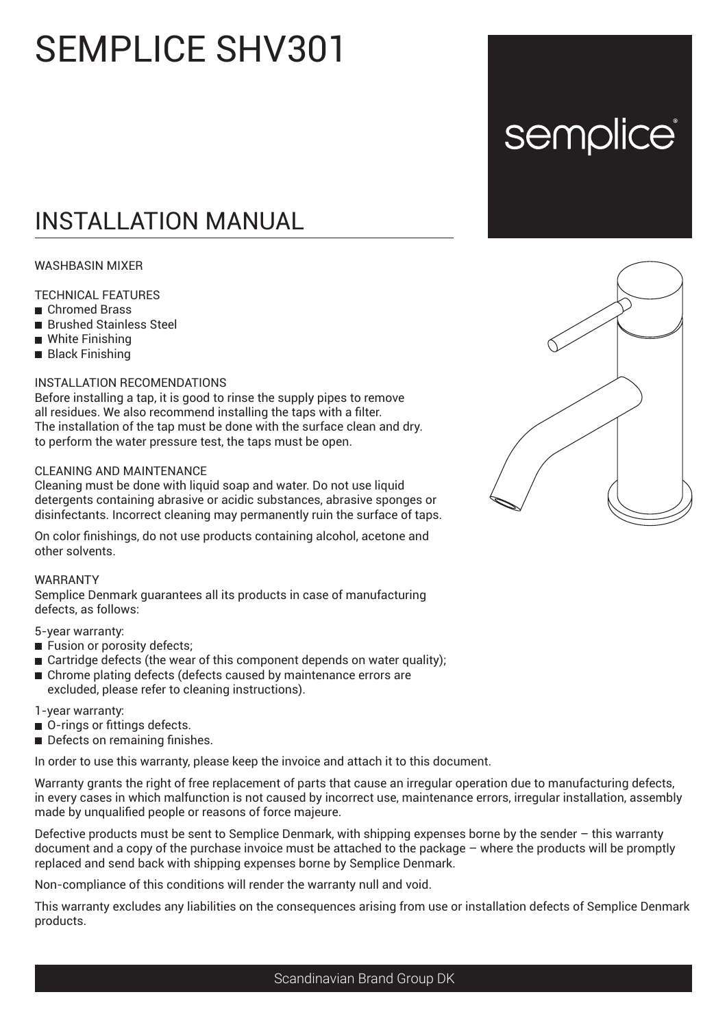# SEMPLICE SHV301

semplice®

## INSTALLATION MANUAL

WASHBASIN MIXER

TECHNICAL FEATURES

- Chromed Brass
- Brushed Stainless Steel
- White Finishing
- Black Finishing

INSTALLATION RECOMENDATIONS

Before installing a tap, it is good to rinse the supply pipes to remove all residues. We also recommend installing the taps with a filter. The installation of the tap must be done with the surface clean and dry. to perform the water pressure test, the taps must be open.

CLEANING AND MAINTENANCE

Cleaning must be done with liquid soap and water. Do not use liquid detergents containing abrasive or acidic substances, abrasive sponges or disinfectants. Incorrect cleaning may permanently ruin the surface of taps.

On color finishings, do not use products containing alcohol, acetone and other solvents.

WARRANTY

Semplice Denmark guarantees all its products in case of manufacturing defects, as follows:

5-year warranty:

- Fusion or porosity defects;
- Cartridge defects (the wear of this component depends on water quality);
- Chrome plating defects (defects caused by maintenance errors are excluded, please refer to cleaning instructions).

1-year warranty:

- O-rings or fittings defects.
- Defects on remaining finishes.

In order to use this warranty, please keep the invoice and attach it to this document.

Warranty grants the right of free replacement of parts that cause an irregular operation due to manufacturing defects, in every cases in which malfunction is not caused by incorrect use, maintenance errors, irregular installation, assembly made by unqualified people or reasons of force majeure.

Defective products must be sent to Semplice Denmark, with shipping expenses borne by the sender – this warranty document and a copy of the purchase invoice must be attached to the package – where the products will be promptly replaced and send back with shipping expenses borne by Semplice Denmark.

Non-compliance of this conditions will render the warranty null and void.

This warranty excludes any liabilities on the consequences arising from use or installation defects of Semplice Denmark products.

Scandinavian Brand Group DK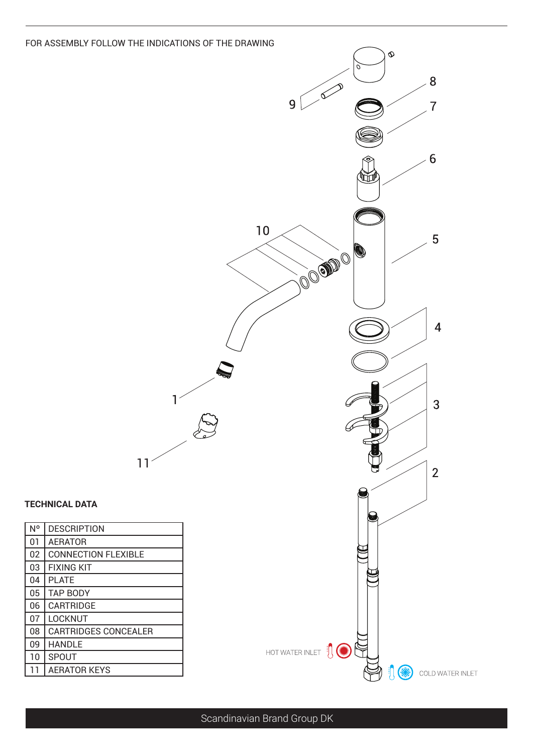FOR ASSEMBLY FOLLOW THE INDICATIONS OF THE DRAWING

8
7
9
6
10
5
4
1
3
11
2

HOT WATER INLET

COLD WATER INLET

**TECHNICAL DATA**

| Nº | DESCRIPTION |
|---|---|
| 01 | AERATOR |
| 02 | CONNECTION FLEXIBLE |
| 03 | FIXING KIT |
| 04 | PLATE |
| 05 | TAP BODY |
| 06 | CARTRIDGE |
| 07 | LOCKNUT |
| 08 | CARTRIDGES CONCEALER |
| 09 | HANDLE |
| 10 | SPOUT |
| 11 | AERATOR KEYS |

Scandinavian Brand Group DK